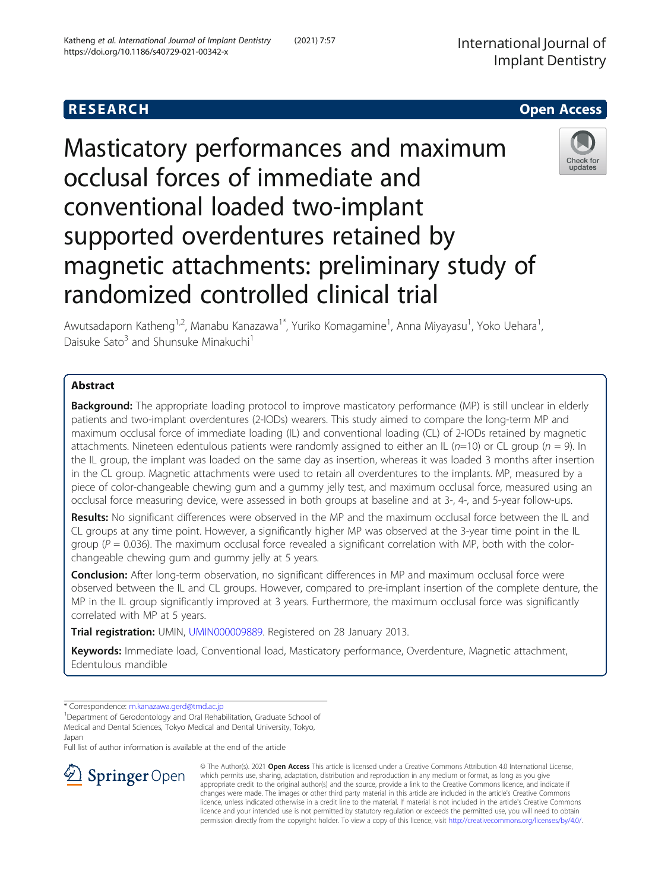RESEARCH

Open Access

# Masticatory performances and maximum occlusal forces of immediate and conventional loaded two-implant supported overdentures retained by magnetic attachments: preliminary study of randomized controlled clinical trial

Awutsadaporn Katheng[1,2], Manabu Kanazawa[1*], Yuriko Komagamine[1], Anna Miyayasu[1], Yoko Uehara[1], Daisuke Sato[3] and Shunsuke Minakuchi[1]

## Abstract

**Background:** The appropriate loading protocol to improve masticatory performance (MP) is still unclear in elderly patients and two-implant overdentures (2-IODs) wearers. This study aimed to compare the long-term MP and maximum occlusal force of immediate loading (IL) and conventional loading (CL) of 2-IODs retained by magnetic attachments. Nineteen edentulous patients were randomly assigned to either an IL ($n$=10) or CL group ($n$ = 9). In the IL group, the implant was loaded on the same day as insertion, whereas it was loaded 3 months after insertion in the CL group. Magnetic attachments were used to retain all overdentures to the implants. MP, measured by a piece of color-changeable chewing gum and a gummy jelly test, and maximum occlusal force, measured using an occlusal force measuring device, were assessed in both groups at baseline and at 3-, 4-, and 5-year follow-ups.

**Results:** No significant differences were observed in the MP and the maximum occlusal force between the IL and CL groups at any time point. However, a significantly higher MP was observed at the 3-year time point in the IL group ($P$ = 0.036). The maximum occlusal force revealed a significant correlation with MP, both with the color-changeable chewing gum and gummy jelly at 5 years.

**Conclusion:** After long-term observation, no significant differences in MP and maximum occlusal force were observed between the IL and CL groups. However, compared to pre-implant insertion of the complete denture, the MP in the IL group significantly improved at 3 years. Furthermore, the maximum occlusal force was significantly correlated with MP at 5 years.

**Trial registration:** UMIN, UMIN000009889. Registered on 28 January 2013.

**Keywords:** Immediate load, Conventional load, Masticatory performance, Overdenture, Magnetic attachment, Edentulous mandible

\* Correspondence: m.kanazawa.gerd@tmd.ac.jp

[1]Department of Gerodontology and Oral Rehabilitation, Graduate School of Medical and Dental Sciences, Tokyo Medical and Dental University, Tokyo, Japan

Full list of author information is available at the end of the article

© The Author(s). 2021 **Open Access** This article is licensed under a Creative Commons Attribution 4.0 International License, which permits use, sharing, adaptation, distribution and reproduction in any medium or format, as long as you give appropriate credit to the original author(s) and the source, provide a link to the Creative Commons licence, and indicate if changes were made. The images or other third party material in this article are included in the article's Creative Commons licence, unless indicated otherwise in a credit line to the material. If material is not included in the article's Creative Commons licence and your intended use is not permitted by statutory regulation or exceeds the permitted use, you will need to obtain permission directly from the copyright holder. To view a copy of this licence, visit http://creativecommons.org/licenses/by/4.0/.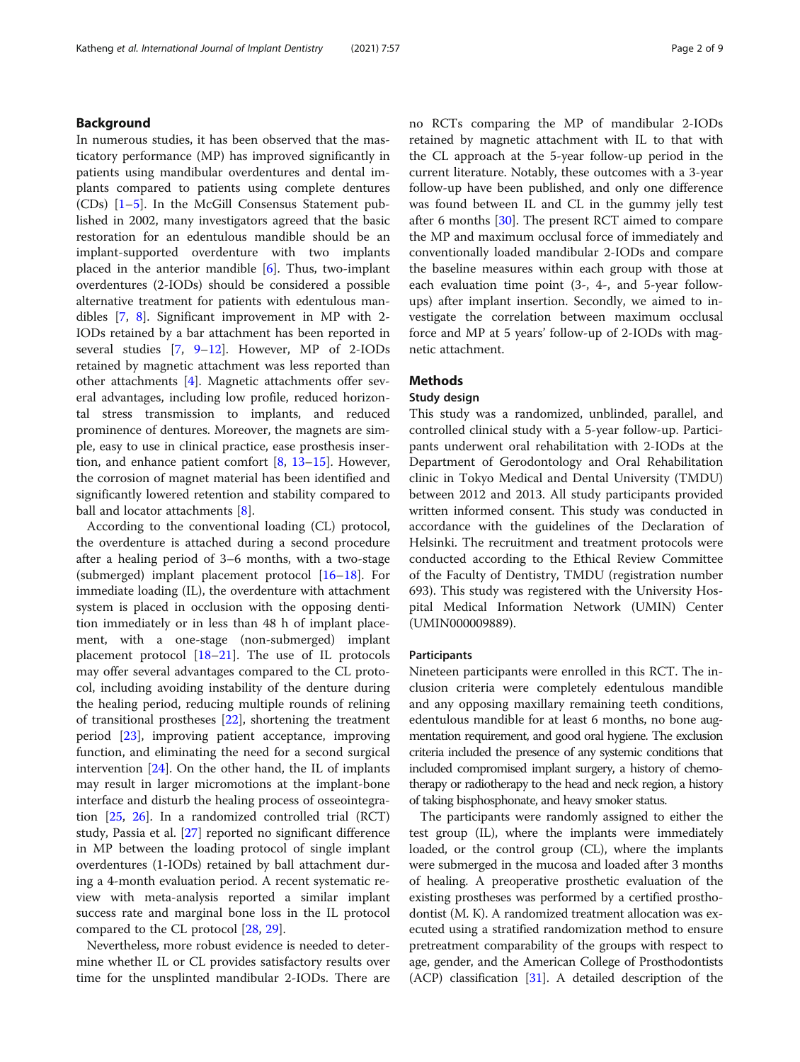## Background

In numerous studies, it has been observed that the masticatory performance (MP) has improved significantly in patients using mandibular overdentures and dental implants compared to patients using complete dentures (CDs) [1–5]. In the McGill Consensus Statement published in 2002, many investigators agreed that the basic restoration for an edentulous mandible should be an implant-supported overdenture with two implants placed in the anterior mandible [6]. Thus, two-implant overdentures (2-IODs) should be considered a possible alternative treatment for patients with edentulous mandibles [7, 8]. Significant improvement in MP with 2-IODs retained by a bar attachment has been reported in several studies [7, 9–12]. However, MP of 2-IODs retained by magnetic attachment was less reported than other attachments [4]. Magnetic attachments offer several advantages, including low profile, reduced horizontal stress transmission to implants, and reduced prominence of dentures. Moreover, the magnets are simple, easy to use in clinical practice, ease prosthesis insertion, and enhance patient comfort [8, 13–15]. However, the corrosion of magnet material has been identified and significantly lowered retention and stability compared to ball and locator attachments [8].

According to the conventional loading (CL) protocol, the overdenture is attached during a second procedure after a healing period of 3–6 months, with a two-stage (submerged) implant placement protocol [16–18]. For immediate loading (IL), the overdenture with attachment system is placed in occlusion with the opposing dentition immediately or in less than 48 h of implant placement, with a one-stage (non-submerged) implant placement protocol [18–21]. The use of IL protocols may offer several advantages compared to the CL protocol, including avoiding instability of the denture during the healing period, reducing multiple rounds of relining of transitional prostheses [22], shortening the treatment period [23], improving patient acceptance, improving function, and eliminating the need for a second surgical intervention [24]. On the other hand, the IL of implants may result in larger micromotions at the implant-bone interface and disturb the healing process of osseointegration [25, 26]. In a randomized controlled trial (RCT) study, Passia et al. [27] reported no significant difference in MP between the loading protocol of single implant overdentures (1-IODs) retained by ball attachment during a 4-month evaluation period. A recent systematic review with meta-analysis reported a similar implant success rate and marginal bone loss in the IL protocol compared to the CL protocol [28, 29].

Nevertheless, more robust evidence is needed to determine whether IL or CL provides satisfactory results over time for the unsplinted mandibular 2-IODs. There are no RCTs comparing the MP of mandibular 2-IODs retained by magnetic attachment with IL to that with the CL approach at the 5-year follow-up period in the current literature. Notably, these outcomes with a 3-year follow-up have been published, and only one difference was found between IL and CL in the gummy jelly test after 6 months [30]. The present RCT aimed to compare the MP and maximum occlusal force of immediately and conventionally loaded mandibular 2-IODs and compare the baseline measures within each group with those at each evaluation time point (3-, 4-, and 5-year follow-ups) after implant insertion. Secondly, we aimed to investigate the correlation between maximum occlusal force and MP at 5 years' follow-up of 2-IODs with magnetic attachment.

## Methods

### Study design

This study was a randomized, unblinded, parallel, and controlled clinical study with a 5-year follow-up. Participants underwent oral rehabilitation with 2-IODs at the Department of Gerodontology and Oral Rehabilitation clinic in Tokyo Medical and Dental University (TMDU) between 2012 and 2013. All study participants provided written informed consent. This study was conducted in accordance with the guidelines of the Declaration of Helsinki. The recruitment and treatment protocols were conducted according to the Ethical Review Committee of the Faculty of Dentistry, TMDU (registration number 693). This study was registered with the University Hospital Medical Information Network (UMIN) Center (UMIN000009889).

### Participants

Nineteen participants were enrolled in this RCT. The inclusion criteria were completely edentulous mandible and any opposing maxillary remaining teeth conditions, edentulous mandible for at least 6 months, no bone augmentation requirement, and good oral hygiene. The exclusion criteria included the presence of any systemic conditions that included compromised implant surgery, a history of chemotherapy or radiotherapy to the head and neck region, a history of taking bisphosphonate, and heavy smoker status.

The participants were randomly assigned to either the test group (IL), where the implants were immediately loaded, or the control group (CL), where the implants were submerged in the mucosa and loaded after 3 months of healing. A preoperative prosthetic evaluation of the existing prostheses was performed by a certified prosthodontist (M. K). A randomized treatment allocation was executed using a stratified randomization method to ensure pretreatment comparability of the groups with respect to age, gender, and the American College of Prosthodontists (ACP) classification [31]. A detailed description of the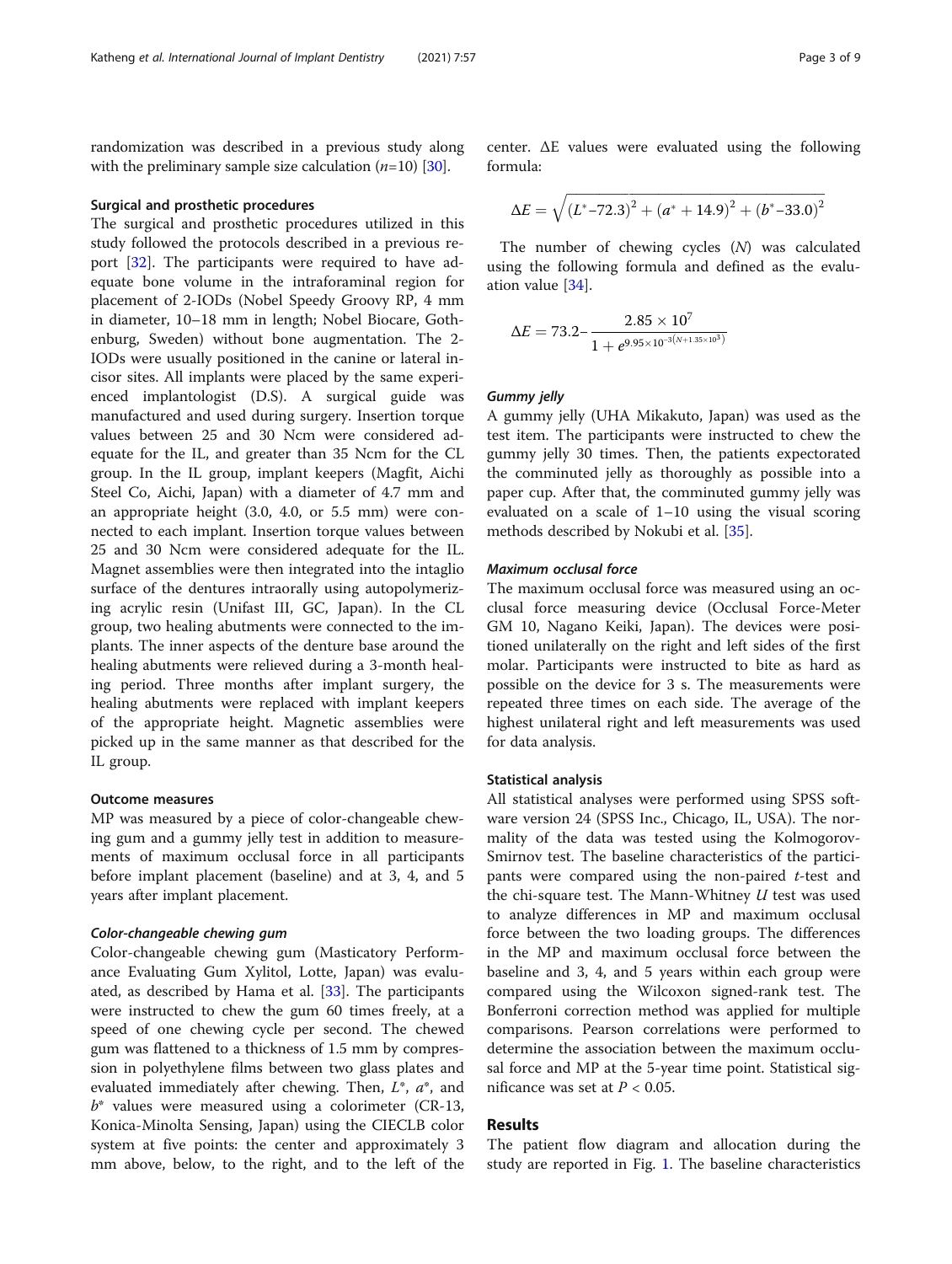randomization was described in a previous study along with the preliminary sample size calculation ($n$=10) [30].

### Surgical and prosthetic procedures

The surgical and prosthetic procedures utilized in this study followed the protocols described in a previous report [32]. The participants were required to have adequate bone volume in the intraforaminal region for placement of 2-IODs (Nobel Speedy Groovy RP, 4 mm in diameter, 10–18 mm in length; Nobel Biocare, Gothenburg, Sweden) without bone augmentation. The 2-IODs were usually positioned in the canine or lateral incisor sites. All implants were placed by the same experienced implantologist (D.S). A surgical guide was manufactured and used during surgery. Insertion torque values between 25 and 30 Ncm were considered adequate for the IL, and greater than 35 Ncm for the CL group. In the IL group, implant keepers (Magfit, Aichi Steel Co, Aichi, Japan) with a diameter of 4.7 mm and an appropriate height (3.0, 4.0, or 5.5 mm) were connected to each implant. Insertion torque values between 25 and 30 Ncm were considered adequate for the IL. Magnet assemblies were then integrated into the intaglio surface of the dentures intraorally using autopolymerizing acrylic resin (Unifast III, GC, Japan). In the CL group, two healing abutments were connected to the implants. The inner aspects of the denture base around the healing abutments were relieved during a 3-month healing period. Three months after implant surgery, the healing abutments were replaced with implant keepers of the appropriate height. Magnetic assemblies were picked up in the same manner as that described for the IL group.

### Outcome measures

MP was measured by a piece of color-changeable chewing gum and a gummy jelly test in addition to measurements of maximum occlusal force in all participants before implant placement (baseline) and at 3, 4, and 5 years after implant placement.

#### *Color-changeable chewing gum*

Color-changeable chewing gum (Masticatory Performance Evaluating Gum Xylitol, Lotte, Japan) was evaluated, as described by Hama et al. [33]. The participants were instructed to chew the gum 60 times freely, at a speed of one chewing cycle per second. The chewed gum was flattened to a thickness of 1.5 mm by compression in polyethylene films between two glass plates and evaluated immediately after chewing. Then, $L^*$, $a^*$, and $b^*$ values were measured using a colorimeter (CR-13, Konica-Minolta Sensing, Japan) using the CIECLB color system at five points: the center and approximately 3 mm above, below, to the right, and to the left of the center. ΔE values were evaluated using the following formula:

$$\Delta E = \sqrt{(L^*-72.3)^2 + (a^* + 14.9)^2 + (b^*-33.0)^2}$$

The number of chewing cycles ($N$) was calculated using the following formula and defined as the evaluation value [34].

$$\Delta E = 73.2 - \frac{2.85 \times 10^7}{1 + e^{9.95 \times 10^{-3}(N + 1.35 \times 10^3)}}$$

#### *Gummy jelly*

A gummy jelly (UHA Mikakuto, Japan) was used as the test item. The participants were instructed to chew the gummy jelly 30 times. Then, the patients expectorated the comminuted jelly as thoroughly as possible into a paper cup. After that, the comminuted gummy jelly was evaluated on a scale of 1–10 using the visual scoring methods described by Nokubi et al. [35].

#### *Maximum occlusal force*

The maximum occlusal force was measured using an occlusal force measuring device (Occlusal Force-Meter GM 10, Nagano Keiki, Japan). The devices were positioned unilaterally on the right and left sides of the first molar. Participants were instructed to bite as hard as possible on the device for 3 s. The measurements were repeated three times on each side. The average of the highest unilateral right and left measurements was used for data analysis.

### Statistical analysis

All statistical analyses were performed using SPSS software version 24 (SPSS Inc., Chicago, IL, USA). The normality of the data was tested using the Kolmogorov-Smirnov test. The baseline characteristics of the participants were compared using the non-paired $t$-test and the chi-square test. The Mann-Whitney $U$ test was used to analyze differences in MP and maximum occlusal force between the two loading groups. The differences in the MP and maximum occlusal force between the baseline and 3, 4, and 5 years within each group were compared using the Wilcoxon signed-rank test. The Bonferroni correction method was applied for multiple comparisons. Pearson correlations were performed to determine the association between the maximum occlusal force and MP at the 5-year time point. Statistical significance was set at $P < 0.05$.

## Results

The patient flow diagram and allocation during the study are reported in Fig. 1. The baseline characteristics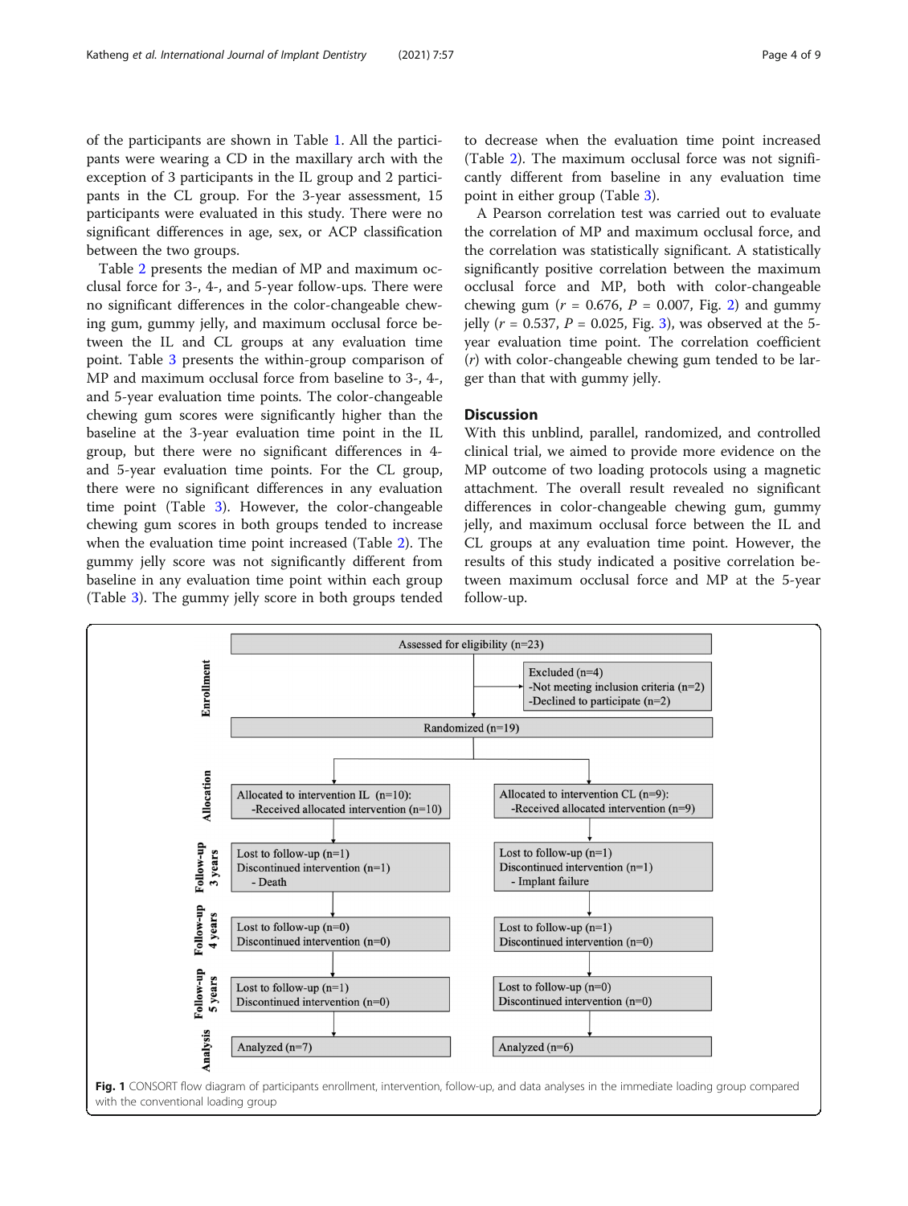of the participants are shown in Table 1. All the participants were wearing a CD in the maxillary arch with the exception of 3 participants in the IL group and 2 participants in the CL group. For the 3-year assessment, 15 participants were evaluated in this study. There were no significant differences in age, sex, or ACP classification between the two groups.

Table 2 presents the median of MP and maximum occlusal force for 3-, 4-, and 5-year follow-ups. There were no significant differences in the color-changeable chewing gum, gummy jelly, and maximum occlusal force between the IL and CL groups at any evaluation time point. Table 3 presents the within-group comparison of MP and maximum occlusal force from baseline to 3-, 4-, and 5-year evaluation time points. The color-changeable chewing gum scores were significantly higher than the baseline at the 3-year evaluation time point in the IL group, but there were no significant differences in 4- and 5-year evaluation time points. For the CL group, there were no significant differences in any evaluation time point (Table 3). However, the color-changeable chewing gum scores in both groups tended to increase when the evaluation time point increased (Table 2). The gummy jelly score was not significantly different from baseline in any evaluation time point within each group (Table 3). The gummy jelly score in both groups tended to decrease when the evaluation time point increased (Table 2). The maximum occlusal force was not significantly different from baseline in any evaluation time point in either group (Table 3).

A Pearson correlation test was carried out to evaluate the correlation of MP and maximum occlusal force, and the correlation was statistically significant. A statistically significantly positive correlation between the maximum occlusal force and MP, both with color-changeable chewing gum ($r$ = 0.676, $P$ = 0.007, Fig. 2) and gummy jelly ($r$ = 0.537, $P$ = 0.025, Fig. 3), was observed at the 5-year evaluation time point. The correlation coefficient ($r$) with color-changeable chewing gum tended to be larger than that with gummy jelly.

## Discussion

With this unblind, parallel, randomized, and controlled clinical trial, we aimed to provide more evidence on the MP outcome of two loading protocols using a magnetic attachment. The overall result revealed no significant differences in color-changeable chewing gum, gummy jelly, and maximum occlusal force between the IL and CL groups at any evaluation time point. However, the results of this study indicated a positive correlation between maximum occlusal force and MP at the 5-year follow-up.

**Enrollment**

Assessed for eligibility (n=23)

Excluded (n=4)
- Not meeting inclusion criteria (n=2)
- Declined to participate (n=2)

Randomized (n=19)

**Allocation**

| Allocated to intervention IL (n=10): -Received allocated intervention (n=10) | Allocated to intervention CL (n=9): -Received allocated intervention (n=9) |
|---|---|

**Follow-up 3 years**

| Lost to follow-up (n=1) Discontinued intervention (n=1) - Death | Lost to follow-up (n=1) Discontinued intervention (n=1) - Implant failure |
|---|---|

**Follow-up 4 years**

| Lost to follow-up (n=0) Discontinued intervention (n=0) | Lost to follow-up (n=1) Discontinued intervention (n=0) |
|---|---|

**Follow-up 5 years**

| Lost to follow-up (n=1) Discontinued intervention (n=0) | Lost to follow-up (n=0) Discontinued intervention (n=0) |
|---|---|

**Analysis**

| Analyzed (n=7) | Analyzed (n=6) |
|---|---|

**Fig. 1** CONSORT flow diagram of participants enrollment, intervention, follow-up, and data analyses in the immediate loading group compared with the conventional loading group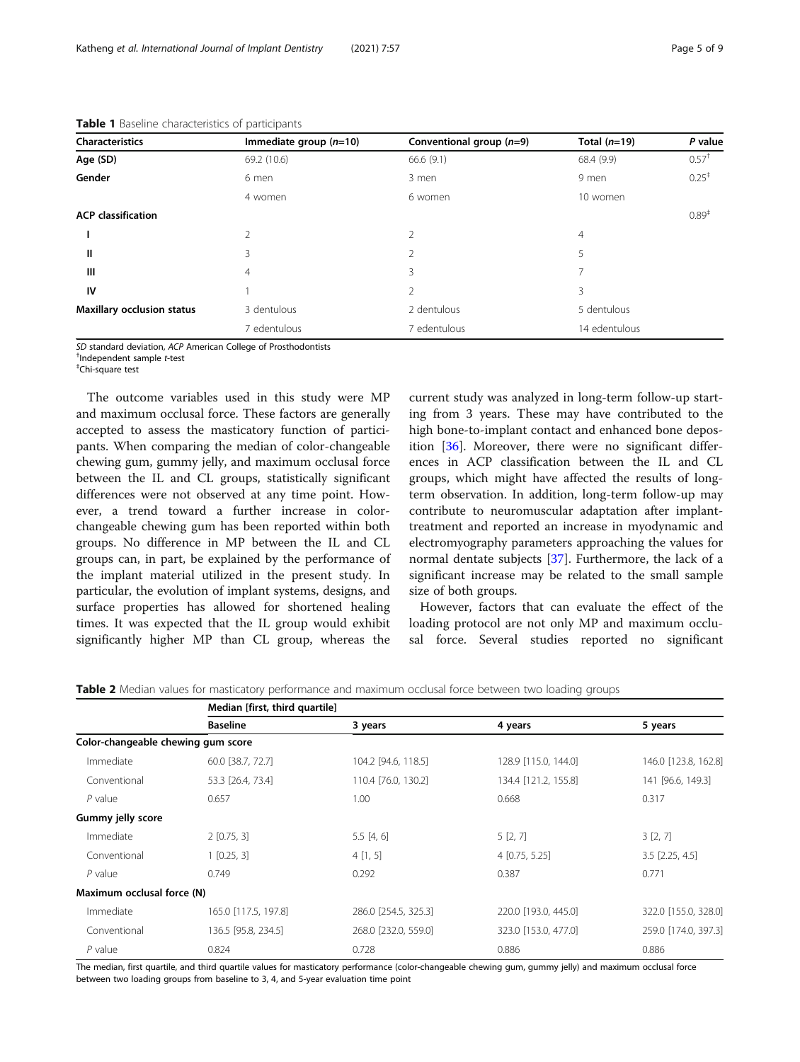**Table 1** Baseline characteristics of participants

| Characteristics | Immediate group (*n*=10) | Conventional group (*n*=9) | Total (*n*=19) | *P* value |
|---|---|---|---|---|
| **Age (SD)** | 69.2 (10.6) | 66.6 (9.1) | 68.4 (9.9) | 0.57[†] |
| **Gender** | 6 men | 3 men | 9 men | 0.25[‡] |
| | 4 women | 6 women | 10 women | |
| **ACP classification** | | | | 0.89[‡] |
| **I** | 2 | 2 | 4 | |
| **II** | 3 | 2 | 5 | |
| **III** | 4 | 3 | 7 | |
| **IV** | 1 | 2 | 3 | |
| **Maxillary occlusion status** | 3 dentulous | 2 dentulous | 5 dentulous | |
| | 7 edentulous | 7 edentulous | 14 edentulous | |

*SD* standard deviation, *ACP* American College of Prosthodontists
[†]Independent sample *t*-test
[‡]Chi-square test

The outcome variables used in this study were MP and maximum occlusal force. These factors are generally accepted to assess the masticatory function of participants. When comparing the median of color-changeable chewing gum, gummy jelly, and maximum occlusal force between the IL and CL groups, statistically significant differences were not observed at any time point. However, a trend toward a further increase in color-changeable chewing gum has been reported within both groups. No difference in MP between the IL and CL groups can, in part, be explained by the performance of the implant material utilized in the present study. In particular, the evolution of implant systems, designs, and surface properties has allowed for shortened healing times. It was expected that the IL group would exhibit significantly higher MP than CL group, whereas the current study was analyzed in long-term follow-up starting from 3 years. These may have contributed to the high bone-to-implant contact and enhanced bone deposition [36]. Moreover, there were no significant differences in ACP classification between the IL and CL groups, which might have affected the results of long-term observation. In addition, long-term follow-up may contribute to neuromuscular adaptation after implant-treatment and reported an increase in myodynamic and electromyography parameters approaching the values for normal dentate subjects [37]. Furthermore, the lack of a significant increase may be related to the small sample size of both groups.

However, factors that can evaluate the effect of the loading protocol are not only MP and maximum occlusal force. Several studies reported no significant

**Table 2** Median values for masticatory performance and maximum occlusal force between two loading groups

| | Median [first, third quartile] | | | |
|---|---|---|---|---|
| | **Baseline** | **3 years** | **4 years** | **5 years** |
| **Color-changeable chewing gum score** | | | | |
| Immediate | 60.0 [38.7, 72.7] | 104.2 [94.6, 118.5] | 128.9 [115.0, 144.0] | 146.0 [123.8, 162.8] |
| Conventional | 53.3 [26.4, 73.4] | 110.4 [76.0, 130.2] | 134.4 [121.2, 155.8] | 141 [96.6, 149.3] |
| *P* value | 0.657 | 1.00 | 0.668 | 0.317 |
| **Gummy jelly score** | | | | |
| Immediate | 2 [0.75, 3] | 5.5 [4, 6] | 5 [2, 7] | 3 [2, 7] |
| Conventional | 1 [0.25, 3] | 4 [1, 5] | 4 [0.75, 5.25] | 3.5 [2.25, 4.5] |
| *P* value | 0.749 | 0.292 | 0.387 | 0.771 |
| **Maximum occlusal force (N)** | | | | |
| Immediate | 165.0 [117.5, 197.8] | 286.0 [254.5, 325.3] | 220.0 [193.0, 445.0] | 322.0 [155.0, 328.0] |
| Conventional | 136.5 [95.8, 234.5] | 268.0 [232.0, 559.0] | 323.0 [153.0, 477.0] | 259.0 [174.0, 397.3] |
| *P* value | 0.824 | 0.728 | 0.886 | 0.886 |

The median, first quartile, and third quartile values for masticatory performance (color-changeable chewing gum, gummy jelly) and maximum occlusal force between two loading groups from baseline to 3, 4, and 5-year evaluation time point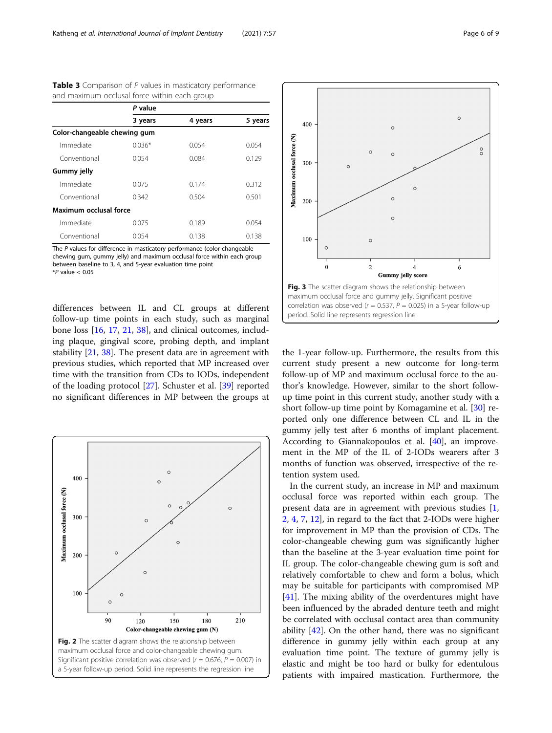**Table 3** Comparison of $P$ values in masticatory performance and maximum occlusal force within each group

| | $P$ value | | |
|---|---|---|---|
| | 3 years | 4 years | 5 years |
| **Color-changeable chewing gum** | | | |
| Immediate | 0.036* | 0.054 | 0.054 |
| Conventional | 0.054 | 0.084 | 0.129 |
| **Gummy jelly** | | | |
| Immediate | 0.075 | 0.174 | 0.312 |
| Conventional | 0.342 | 0.504 | 0.501 |
| **Maximum occlusal force** | | | |
| Immediate | 0.075 | 0.189 | 0.054 |
| Conventional | 0.054 | 0.138 | 0.138 |

The $P$ values for difference in masticatory performance (color-changeable chewing gum, gummy jelly) and maximum occlusal force within each group between baseline to 3, 4, and 5-year evaluation time point
*$P$ value < 0.05

differences between IL and CL groups at different follow-up time points in each study, such as marginal bone loss [16, 17, 21, 38], and clinical outcomes, including plaque, gingival score, probing depth, and implant stability [21, 38]. The present data are in agreement with previous studies, which reported that MP increased over time with the transition from CDs to IODs, independent of the loading protocol [27]. Schuster et al. [39] reported no significant differences in MP between the groups at the 1-year follow-up. Furthermore, the results from this current study present a new outcome for long-term follow-up of MP and maximum occlusal force to the author's knowledge. However, similar to the short follow-up time point in this current study, another study with a short follow-up time point by Komagamine et al. [30] reported only one difference between CL and IL in the gummy jelly test after 6 months of implant placement. According to Giannakopoulos et al. [40], an improvement in the MP of the IL of 2-IODs wearers after 3 months of function was observed, irrespective of the retention system used.

**Fig. 2** The scatter diagram shows the relationship between maximum occlusal force and color-changeable chewing gum. Significant positive correlation was observed ($r$ = 0.676, $P$ = 0.007) in a 5-year follow-up period. Solid line represents the regression line

**Fig. 3** The scatter diagram shows the relationship between maximum occlusal force and gummy jelly. Significant positive correlation was observed ($r$ = 0.537, $P$ = 0.025) in a 5-year follow-up period. Solid line represents regression line

In the current study, an increase in MP and maximum occlusal force was reported within each group. The present data are in agreement with previous studies [1, 2, 4, 7, 12], in regard to the fact that 2-IODs were higher for improvement in MP than the provision of CDs. The color-changeable chewing gum was significantly higher than the baseline at the 3-year evaluation time point for IL group. The color-changeable chewing gum is soft and relatively comfortable to chew and form a bolus, which may be suitable for participants with compromised MP [41]. The mixing ability of the overdentures might have been influenced by the abraded denture teeth and might be correlated with occlusal contact area than community ability [42]. On the other hand, there was no significant difference in gummy jelly within each group at any evaluation time point. The texture of gummy jelly is elastic and might be too hard or bulky for edentulous patients with impaired mastication. Furthermore, the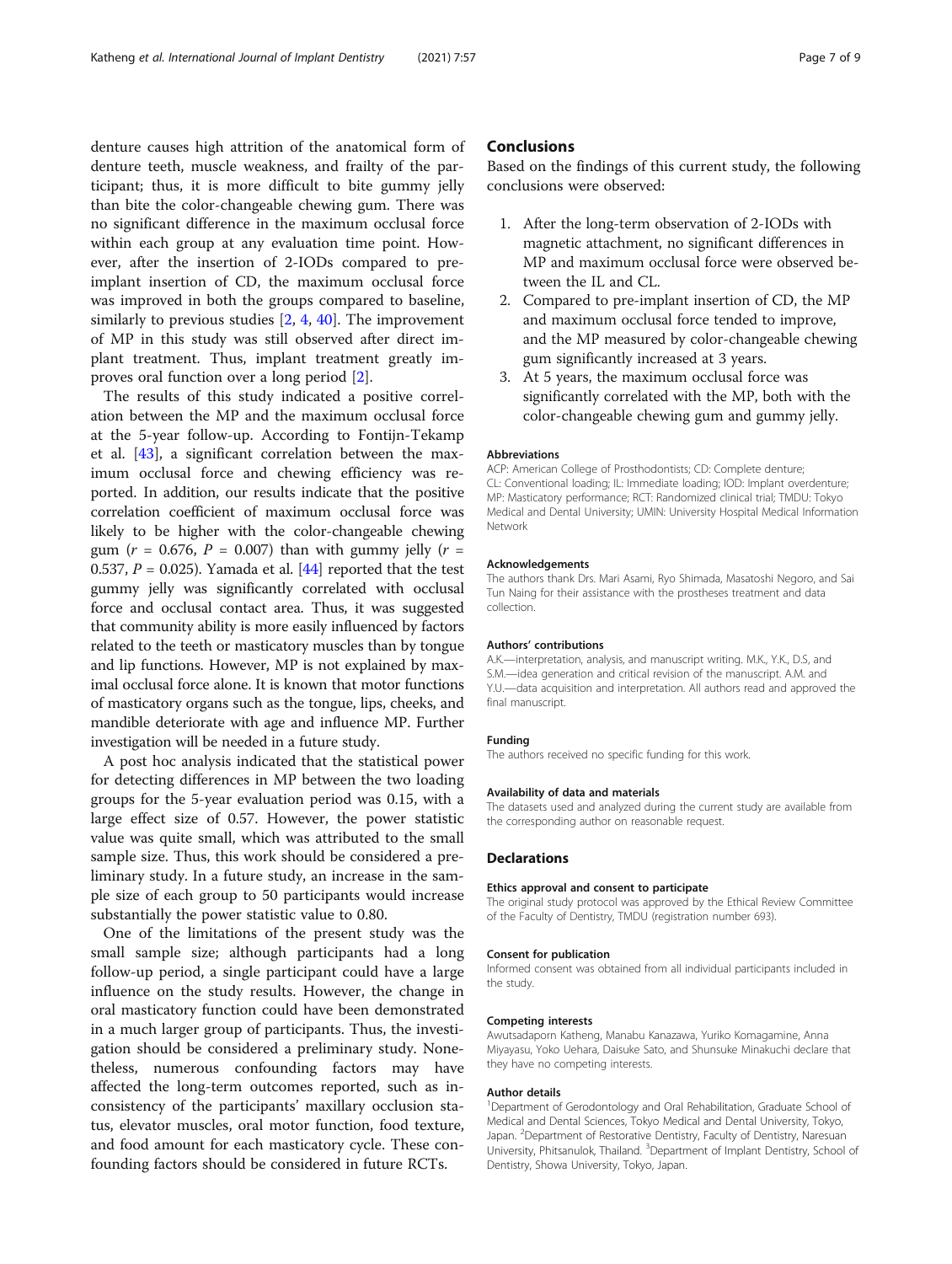denture causes high attrition of the anatomical form of denture teeth, muscle weakness, and frailty of the participant; thus, it is more difficult to bite gummy jelly than bite the color-changeable chewing gum. There was no significant difference in the maximum occlusal force within each group at any evaluation time point. However, after the insertion of 2-IODs compared to pre-implant insertion of CD, the maximum occlusal force was improved in both the groups compared to baseline, similarly to previous studies [2, 4, 40]. The improvement of MP in this study was still observed after direct implant treatment. Thus, implant treatment greatly improves oral function over a long period [2].

The results of this study indicated a positive correlation between the MP and the maximum occlusal force at the 5-year follow-up. According to Fontijn-Tekamp et al. [43], a significant correlation between the maximum occlusal force and chewing efficiency was reported. In addition, our results indicate that the positive correlation coefficient of maximum occlusal force was likely to be higher with the color-changeable chewing gum ($r$ = 0.676, $P$ = 0.007) than with gummy jelly ($r$ = 0.537, $P$ = 0.025). Yamada et al. [44] reported that the test gummy jelly was significantly correlated with occlusal force and occlusal contact area. Thus, it was suggested that community ability is more easily influenced by factors related to the teeth or masticatory muscles than by tongue and lip functions. However, MP is not explained by maximal occlusal force alone. It is known that motor functions of masticatory organs such as the tongue, lips, cheeks, and mandible deteriorate with age and influence MP. Further investigation will be needed in a future study.

A post hoc analysis indicated that the statistical power for detecting differences in MP between the two loading groups for the 5-year evaluation period was 0.15, with a large effect size of 0.57. However, the power statistic value was quite small, which was attributed to the small sample size. Thus, this work should be considered a preliminary study. In a future study, an increase in the sample size of each group to 50 participants would increase substantially the power statistic value to 0.80.

One of the limitations of the present study was the small sample size; although participants had a long follow-up period, a single participant could have a large influence on the study results. However, the change in oral masticatory function could have been demonstrated in a much larger group of participants. Thus, the investigation should be considered a preliminary study. Nonetheless, numerous confounding factors may have affected the long-term outcomes reported, such as inconsistency of the participants' maxillary occlusion status, elevator muscles, oral motor function, food texture, and food amount for each masticatory cycle. These confounding factors should be considered in future RCTs.

## Conclusions

Based on the findings of this current study, the following conclusions were observed:

1. After the long-term observation of 2-IODs with magnetic attachment, no significant differences in MP and maximum occlusal force were observed between the IL and CL.
2. Compared to pre-implant insertion of CD, the MP and maximum occlusal force tended to improve, and the MP measured by color-changeable chewing gum significantly increased at 3 years.
3. At 5 years, the maximum occlusal force was significantly correlated with the MP, both with the color-changeable chewing gum and gummy jelly.

#### Abbreviations

ACP: American College of Prosthodontists; CD: Complete denture; CL: Conventional loading; IL: Immediate loading; IOD: Implant overdenture; MP: Masticatory performance; RCT: Randomized clinical trial; TMDU: Tokyo Medical and Dental University; UMIN: University Hospital Medical Information Network

#### Acknowledgements

The authors thank Drs. Mari Asami, Ryo Shimada, Masatoshi Negoro, and Sai Tun Naing for their assistance with the prostheses treatment and data collection.

#### Authors' contributions

A.K.—interpretation, analysis, and manuscript writing. M.K., Y.K., D.S, and S.M.—idea generation and critical revision of the manuscript. A.M. and Y.U.—data acquisition and interpretation. All authors read and approved the final manuscript.

#### Funding

The authors received no specific funding for this work.

#### Availability of data and materials

The datasets used and analyzed during the current study are available from the corresponding author on reasonable request.

## Declarations

#### Ethics approval and consent to participate

The original study protocol was approved by the Ethical Review Committee of the Faculty of Dentistry, TMDU (registration number 693).

#### Consent for publication

Informed consent was obtained from all individual participants included in the study.

#### Competing interests

Awutsadaporn Katheng, Manabu Kanazawa, Yuriko Komagamine, Anna Miyayasu, Yoko Uehara, Daisuke Sato, and Shunsuke Minakuchi declare that they have no competing interests.

#### Author details

[1]Department of Gerodontology and Oral Rehabilitation, Graduate School of Medical and Dental Sciences, Tokyo Medical and Dental University, Tokyo, Japan. [2]Department of Restorative Dentistry, Faculty of Dentistry, Naresuan University, Phitsanulok, Thailand. [3]Department of Implant Dentistry, School of Dentistry, Showa University, Tokyo, Japan.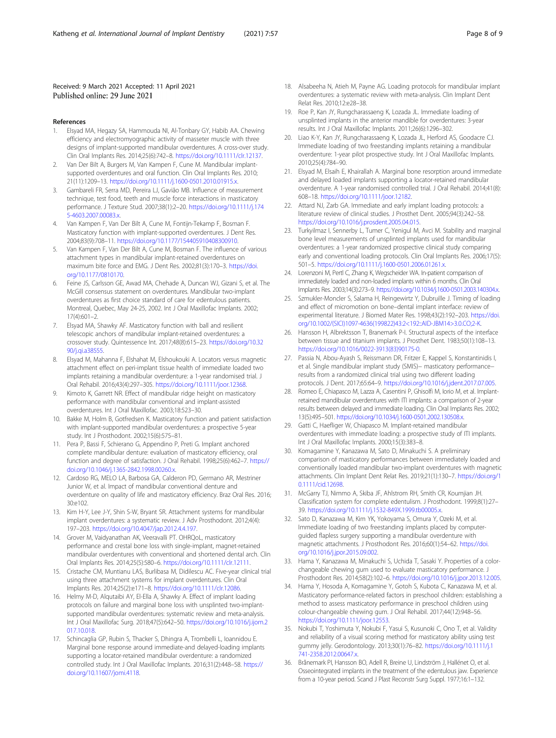Received: 9 March 2021 Accepted: 11 April 2021
Published online: 29 June 2021

## References

1. Elsyad MA, Hegazy SA, Hammouda NI, Al-Tonbary GY, Habib AA. Chewing efficiency and electromyographic activity of masseter muscle with three designs of implant-supported mandibular overdentures. A cross-over study. Clin Oral Implants Res. 2014;25(6):742–8. https://doi.org/10.1111/clr.12137.
2. Van Der Bilt A, Burgers M, Van Kampen F, Cune M. Mandibular implant-supported overdentures and oral function. Clin Oral Implants Res. 2010; 21(11):1209–13. https://doi.org/10.1111/j.1600-0501.2010.01915.x.
3. Gambareli FR, Serra MD, Pereira LJ, Gavião MB. Influence of measurement technique, test food, teeth and muscle force interactions in masticatory performance. J Texture Stud. 2007;38(1):2–20. https://doi.org/10.1111/j.1745-4603.2007.00083.x.
4. Van Kampen F, Van Der Bilt A, Cune M, Fontijn-Tekamp F, Bosman F. Masticatory function with implant-supported overdentures. J Dent Res. 2004;83(9):708–11. https://doi.org/10.1177/154405910408300910.
5. Van Kampen F, Van Der Bilt A, Cune M, Bosman F. The influence of various attachment types in mandibular implant-retained overdentures on maximum bite force and EMG. J Dent Res. 2002;81(3):170–3. https://doi.org/10.1177/0810170.
6. Feine JS, Carlsson GE, Awad MA, Chehade A, Duncan WJ, Gizani S, et al. The McGill consensus statement on overdentures. Mandibular two-implant overdentures as first choice standard of care for edentulous patients. Montreal, Quebec, May 24-25, 2002. Int J Oral Maxillofac Implants. 2002; 17(4):601–2.
7. Elsyad MA, Shawky AF. Masticatory function with ball and resilient telescopic anchors of mandibular implant-retained overdentures: a crossover study. Quintessence Int. 2017;48(8):615–23. https://doi.org/10.3290/j.qi.a38555.
8. Elsyad M, Mahanna F, Elshahat M, Elshoukouki A. Locators versus magnetic attachment effect on peri-implant tissue health of immediate loaded two implants retaining a mandibular overdenture: a 1-year randomised trial. J Oral Rehabil. 2016;43(4):297–305. https://doi.org/10.1111/joor.12368.
9. Kimoto K, Garrett NR. Effect of mandibular ridge height on masticatory performance with mandibular conventional and implant-assisted overdentures. Int J Oral Maxillofac. 2003;18:523–30.
10. Bakke M, Holm B, Gotfredsen K. Masticatory function and patient satisfaction with implant-supported mandibular overdentures: a prospective 5-year study. Int J Prosthodont. 2002;15(6):575–81.
11. Pera P, Bassi F, Schierano G, Appendino P, Preti G. Implant anchored complete mandibular denture: evaluation of masticatory efficiency, oral function and degree of satisfaction. J Oral Rehabil. 1998;25(6):462–7. https://doi.org/10.1046/j.1365-2842.1998.00260.x.
12. Cardoso RG, MELO LA, Barbosa GA, Calderon PD, Germano AR, Mestriner Junior W, et al. Impact of mandibular conventional denture and overdenture on quality of life and masticatory efficiency. Braz Oral Res. 2016; 30:e102.
13. Kim H-Y, Lee J-Y, Shin S-W, Bryant SR. Attachment systems for mandibular implant overdentures: a systematic review. J Adv Prosthodont. 2012;4(4): 197–203. https://doi.org/10.4047/jap.2012.4.4.197.
14. Grover M, Vaidyanathan AK, Veeravalli PT. OHRQoL, masticatory performance and crestal bone loss with single-implant, magnet-retained mandibular overdentures with conventional and shortened dental arch. Clin Oral Implants Res. 2014;25(5):580–6. https://doi.org/10.1111/clr.12111.
15. Cristache CM, Muntianu LAS, Burlibasa M, Didilescu AC. Five-year clinical trial using three attachment systems for implant overdentures. Clin Oral Implants Res. 2014;25(2):e171–8. https://doi.org/10.1111/clr.12086.
16. Helmy M-D, Alqutaibi AY, El-Ella A, Shawky A. Effect of implant loading protocols on failure and marginal bone loss with unsplinted two-implant-supported mandibular overdentures: systematic review and meta-analysis. Int J Oral Maxillofac Surg. 2018;47(5):642–50. https://doi.org/10.1016/j.ijom.2017.10.018.
17. Schincaglia GP, Rubin S, Thacker S, Dhingra A, Trombelli L, Ioannidou E. Marginal bone response around immediate-and delayed-loading implants supporting a locator-retained mandibular overdenture: a randomized controlled study. Int J Oral Maxillofac Implants. 2016;31(2):448–58. https://doi.org/10.11607/jomi.4118.
18. Alsabeeha N, Atieh M, Payne AG. Loading protocols for mandibular implant overdentures: a systematic review with meta-analysis. Clin Implant Dent Relat Res. 2010;12:e28–38.
19. Roe P, Kan JY, Rungcharassaeng K, Lozada JL. Immediate loading of unsplinted implants in the anterior mandible for overdentures: 3-year results. Int J Oral Maxillofac Implants. 2011;26(6):1296–302.
20. Liao K-Y, Kan JY, Rungcharassaeng K, Lozada JL, Herford AS, Goodacre CJ. Immediate loading of two freestanding implants retaining a mandibular overdenture: 1-year pilot prospective study. Int J Oral Maxillofac Implants. 2010;25(4):784–90.
21. Elsyad M, Elsaih E, Khairallah A. Marginal bone resorption around immediate and delayed loaded implants supporting a locator-retained mandibular overdenture. A 1-year randomised controlled trial. J Oral Rehabil. 2014;41(8): 608–18. https://doi.org/10.1111/joor.12182.
22. Attard NJ, Zarb GA. Immediate and early implant loading protocols: a literature review of clinical studies. J Prosthet Dent. 2005;94(3):242–58. https://doi.org/10.1016/j.prosdent.2005.04.015.
23. Turkyilmaz I, Sennerby L, Tumer C, Yenigul M, Avci M. Stability and marginal bone level measurements of unsplinted implants used for mandibular overdentures: a 1-year randomized prospective clinical study comparing early and conventional loading protocols. Clin Oral Implants Res. 2006;17(5): 501–5. https://doi.org/10.1111/j.1600-0501.2006.01261.x.
24. Lorenzoni M, Pertl C, Zhang K, Wegscheider WA. In-patient comparison of immediately loaded and non-loaded implants within 6 months. Clin Oral Implants Res. 2003;14(3):273–9. https://doi.org/10.1034/j.1600-0501.2003.140304.x.
25. Szmukler-Moncler S, Salama H, Reingewirtz Y, Dubruille J. Timing of loading and effect of micromotion on bone–dental implant interface: review of experimental literature. J Biomed Mater Res. 1998;43(2):192–203. https://doi.org/10.1002/(SICI)1097-4636(199822)43:2<192::AID-JBM14>3.0.CO;2-K.
26. Hansson H, Albrektsson T, Branemark P-I. Structural aspects of the interface between tissue and titanium implants. J Prosthet Dent. 1983;50(1):108–13. https://doi.org/10.1016/0022-3913(83)90175-0.
27. Passia N, Abou-Ayash S, Reissmann DR, Fritzer E, Kappel S, Konstantinidis I, et al. Single mandibular implant study (SMIS)– masticatory performance– results from a randomized clinical trial using two different loading protocols. J Dent. 2017;65:64–9. https://doi.org/10.1016/j.jdent.2017.07.005.
28. Romeo E, Chiapasco M, Lazza A, Casentini P, Ghisolfi M, Iorio M, et al. Implant-retained mandibular overdentures with ITI implants: a comparison of 2-year results between delayed and immediate loading. Clin Oral Implants Res. 2002; 13(5):495–501. https://doi.org/10.1034/j.1600-0501.2002.130508.x.
29. Gatti C, Haefliger W, Chiapasco M. Implant-retained mandibular overdentures with immediate loading: a prospective study of ITI implants. Int J Oral Maxillofac Implants. 2000;15(3):383–8.
30. Komagamine Y, Kanazawa M, Sato D, Minakuchi S. A preliminary comparison of masticatory performances between immediately loaded and conventionally loaded mandibular two-implant overdentures with magnetic attachments. Clin Implant Dent Relat Res. 2019;21(1):130–7. https://doi.org/10.1111/cid.12698.
31. McGarry TJ, Nimmo A, Skiba JF, Ahlstrom RH, Smith CR, Koumjian JH. Classification system for complete edentulism. J Prosthodont. 1999;8(1):27–39. https://doi.org/10.1111/j.1532-849X.1999.tb00005.x.
32. Sato D, Kanazawa M, Kim YK, Yokoyama S, Omura Y, Ozeki M, et al. Immediate loading of two freestanding implants placed by computer-guided flapless surgery supporting a mandibular overdenture with magnetic attachments. J Prosthodont Res. 2016;60(1):54–62. https://doi.org/10.1016/j.jpor.2015.09.002.
33. Hama Y, Kanazawa M, Minakuchi S, Uchida T, Sasaki Y. Properties of a color-changeable chewing gum used to evaluate masticatory performance. J Prosthodont Res. 2014;58(2):102–6. https://doi.org/10.1016/j.jpor.2013.12.005.
34. Hama Y, Hosoda A, Komagamine Y, Gotoh S, Kubota C, Kanazawa M, et al. Masticatory performance-related factors in preschool children: establishing a method to assess masticatory performance in preschool children using colour-changeable chewing gum. J Oral Rehabil. 2017;44(12):948–56. https://doi.org/10.1111/joor.12553.
35. Nokubi T, Yoshimuta Y, Nokubi F, Yasui S, Kusunoki C, Ono T, et al. Validity and reliability of a visual scoring method for masticatory ability using test gummy jelly. Gerodontology. 2013;30(1):76–82. https://doi.org/10.1111/j.1741-2358.2012.00647.x.
36. Brånemark PI, Hansson BO, Adell R, Breine U, Lindström J, Hallénet O, et al. Osseointegrated implants in the treatment of the edentulous jaw. Experience from a 10-year period. Scand J Plast Reconstr Surg Suppl. 1977;16:1–132.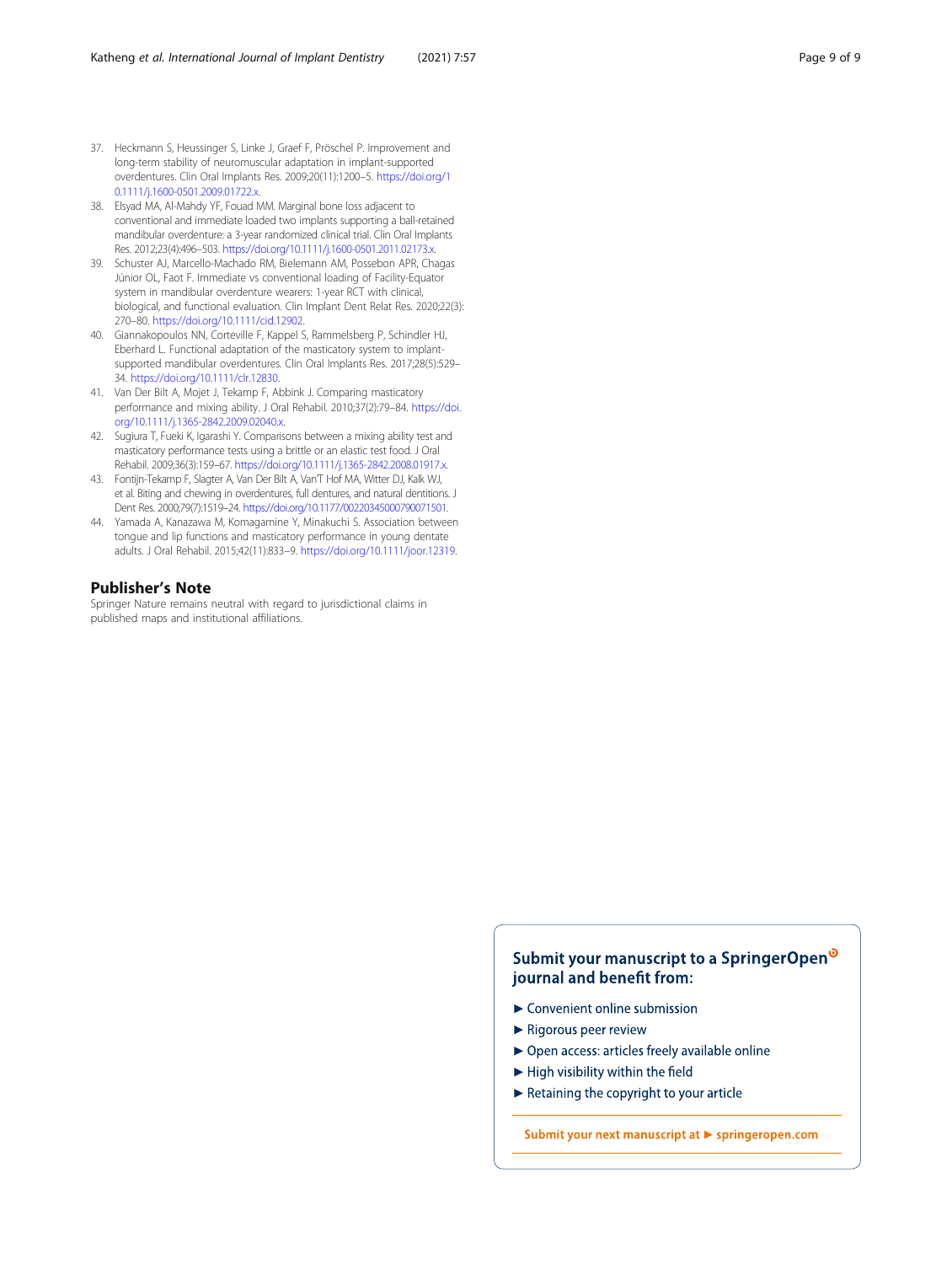37. Heckmann S, Heussinger S, Linke J, Graef F, Pröschel P. Improvement and long-term stability of neuromuscular adaptation in implant-supported overdentures. Clin Oral Implants Res. 2009;20(11):1200–5. https://doi.org/10.1111/j.1600-0501.2009.01722.x.
38. Elsyad MA, Al-Mahdy YF, Fouad MM. Marginal bone loss adjacent to conventional and immediate loaded two implants supporting a ball-retained mandibular overdenture: a 3-year randomized clinical trial. Clin Oral Implants Res. 2012;23(4):496–503. https://doi.org/10.1111/j.1600-0501.2011.02173.x.
39. Schuster AJ, Marcello-Machado RM, Bielemann AM, Possebon APR, Chagas Júnior OL, Faot F. Immediate vs conventional loading of Facility-Equator system in mandibular overdenture wearers: 1-year RCT with clinical, biological, and functional evaluation. Clin Implant Dent Relat Res. 2020;22(3):270–80. https://doi.org/10.1111/cid.12902.
40. Giannakopoulos NN, Corteville F, Kappel S, Rammelsberg P, Schindler HJ, Eberhard L. Functional adaptation of the masticatory system to implant-supported mandibular overdentures. Clin Oral Implants Res. 2017;28(5):529–34. https://doi.org/10.1111/clr.12830.
41. Van Der Bilt A, Mojet J, Tekamp F, Abbink J. Comparing masticatory performance and mixing ability. J Oral Rehabil. 2010;37(2):79–84. https://doi.org/10.1111/j.1365-2842.2009.02040.x.
42. Sugiura T, Fueki K, Igarashi Y. Comparisons between a mixing ability test and masticatory performance tests using a brittle or an elastic test food. J Oral Rehabil. 2009;36(3):159–67. https://doi.org/10.1111/j.1365-2842.2008.01917.x.
43. Fontijn-Tekamp F, Slagter A, Van Der Bilt A, Van'T Hof MA, Witter DJ, Kalk WJ, et al. Biting and chewing in overdentures, full dentures, and natural dentitions. J Dent Res. 2000;79(7):1519–24. https://doi.org/10.1177/00220345000790071501.
44. Yamada A, Kanazawa M, Komagamine Y, Minakuchi S. Association between tongue and lip functions and masticatory performance in young dentate adults. J Oral Rehabil. 2015;42(11):833–9. https://doi.org/10.1111/joor.12319.

## Publisher's Note

Springer Nature remains neutral with regard to jurisdictional claims in published maps and institutional affiliations.